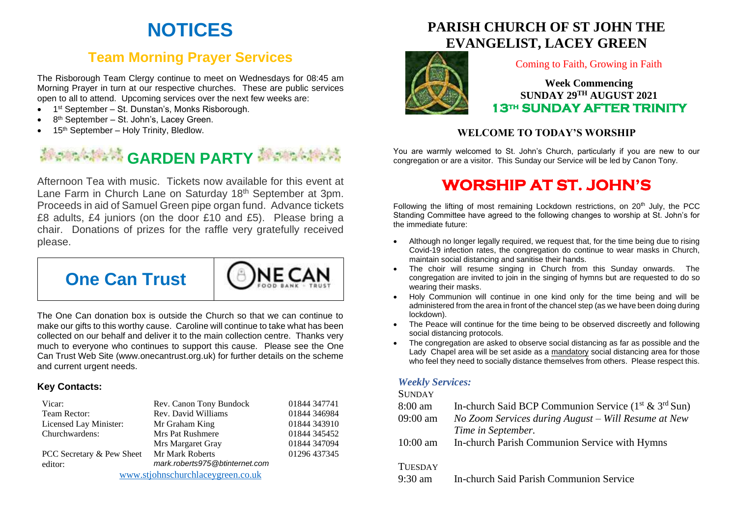# NOTICES

## Team Morning Prayer Services

The Risborough Team Clergy continue to meet on Wednesdays for 08:45 am Morning Prayer in turn at our respective churches. These are public services open to all to attend. Upcoming services over the next few weeks are:

- 1st September – St. Dunstan's, Monks Risborough.
- 8th September – St. John's, Lacey Green.
- 15th September – Holy Trinity, Bledlow.

## GARDEN PARTY

Afternoon Tea with music. Tickets now available for this event at Lane Farm in Church Lane on Saturday 18th September at 3pm. Proceeds in aid of Samuel Green pipe organ fund. Advance tickets £8 adults, £4 juniors (on the door £10 and £5). Please bring a chair. Donations of prizes for the raffle very gratefully received please.

## One Can Trust

ONE CAN FOOD BANK • TRUST

The One Can donation box is outside the Church so that we can continue to make our gifts to this worthy cause. Caroline will continue to take what has been collected on our behalf and deliver it to the main collection centre. Thanks very much to everyone who continues to support this cause. Please see the One Can Trust Web Site (www.onecantrust.org.uk) for further details on the scheme and current urgent needs.

### Key Contacts:

| | | |
|---|---|---|
| Vicar: | Rev. Canon Tony Bundock | 01844 347741 |
| Team Rector: | Rev. David Williams | 01844 346984 |
| Licensed Lay Minister: | Mr Graham King | 01844 343910 |
| Churchwardens: | Mrs Pat Rushmere | 01844 345452 |
| | Mrs Margaret Gray | 01844 347094 |
| PCC Secretary & Pew Sheet editor: | Mr Mark Roberts *mark.roberts975@btinternet.com* | 01296 437345 |

www.stjohnschurchlaceygreen.co.uk

# PARISH CHURCH OF ST JOHN THE EVANGELIST, LACEY GREEN

Coming to Faith, Growing in Faith

**Week Commencing**
**SUNDAY 29TH AUGUST 2021**
**13TH SUNDAY AFTER TRINITY**

### WELCOME TO TODAY'S WORSHIP

You are warmly welcomed to St. John's Church, particularly if you are new to our congregation or are a visitor. This Sunday our Service will be led by Canon Tony.

## WORSHIP AT ST. JOHN'S

Following the lifting of most remaining Lockdown restrictions, on 20th July, the PCC Standing Committee have agreed to the following changes to worship at St. John's for the immediate future:

- Although no longer legally required, we request that, for the time being due to rising Covid-19 infection rates, the congregation do continue to wear masks in Church, maintain social distancing and sanitise their hands.
- The choir will resume singing in Church from this Sunday onwards. The congregation are invited to join in the singing of hymns but are requested to do so wearing their masks.
- Holy Communion will continue in one kind only for the time being and will be administered from the area in front of the chancel step (as we have been doing during lockdown).
- The Peace will continue for the time being to be observed discreetly and following social distancing protocols.
- The congregation are asked to observe social distancing as far as possible and the Lady Chapel area will be set aside as a mandatory social distancing area for those who feel they need to socially distance themselves from others. Please respect this.

### *Weekly Services:*

SUNDAY

| | |
|---|---|
| 8:00 am | In-church Said BCP Communion Service (1st & 3rd Sun) |
| 09:00 am | *No Zoom Services during August – Will Resume at New Time in September.* |
| 10:00 am | In-church Parish Communion Service with Hymns |

TUESDAY

| | |
|---|---|
| 9:30 am | In-church Said Parish Communion Service |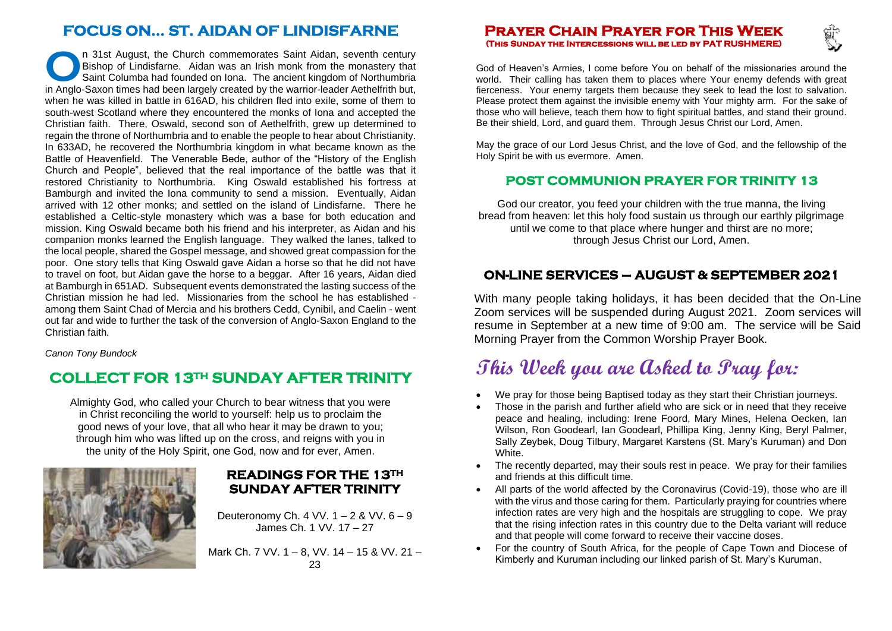## FOCUS ON... ST. AIDAN OF LINDISFARNE

On 31st August, the Church commemorates Saint Aidan, seventh century Bishop of Lindisfarne. Aidan was an Irish monk from the monastery that Saint Columba had founded on Iona. The ancient kingdom of Northumbria in Anglo-Saxon times had been largely created by the warrior-leader Aethelfrith but, when he was killed in battle in 616AD, his children fled into exile, some of them to south-west Scotland where they encountered the monks of Iona and accepted the Christian faith. There, Oswald, second son of Aethelfrith, grew up determined to regain the throne of Northumbria and to enable the people to hear about Christianity. In 633AD, he recovered the Northumbria kingdom in what became known as the Battle of Heavenfield. The Venerable Bede, author of the "History of the English Church and People", believed that the real importance of the battle was that it restored Christianity to Northumbria. King Oswald established his fortress at Bamburgh and invited the Iona community to send a mission. Eventually, Aidan arrived with 12 other monks; and settled on the island of Lindisfarne. There he established a Celtic-style monastery which was a base for both education and mission. King Oswald became both his friend and his interpreter, as Aidan and his companion monks learned the English language. They walked the lanes, talked to the local people, shared the Gospel message, and showed great compassion for the poor. One story tells that King Oswald gave Aidan a horse so that he did not have to travel on foot, but Aidan gave the horse to a beggar. After 16 years, Aidan died at Bamburgh in 651AD. Subsequent events demonstrated the lasting success of the Christian mission he had led. Missionaries from the school he has established - among them Saint Chad of Mercia and his brothers Cedd, Cynibil, and Caelin - went out far and wide to further the task of the conversion of Anglo-Saxon England to the Christian faith.

*Canon Tony Bundock*

## COLLECT FOR 13TH SUNDAY AFTER TRINITY

Almighty God, who called your Church to bear witness that you were in Christ reconciling the world to yourself: help us to proclaim the good news of your love, that all who hear it may be drawn to you; through him who was lifted up on the cross, and reigns with you in the unity of the Holy Spirit, one God, now and for ever, Amen.

### READINGS FOR THE 13TH SUNDAY AFTER TRINITY

Deuteronomy Ch. 4 VV. 1 – 2 & VV. 6 – 9
James Ch. 1 VV. 17 – 27

Mark Ch. 7 VV. 1 – 8, VV. 14 – 15 & VV. 21 – 23

## PRAYER CHAIN PRAYER FOR THIS WEEK

**(THIS SUNDAY THE INTERCESSIONS WILL BE LED BY PAT RUSHMERE)**

God of Heaven's Armies, I come before You on behalf of the missionaries around the world. Their calling has taken them to places where Your enemy defends with great fierceness. Your enemy targets them because they seek to lead the lost to salvation. Please protect them against the invisible enemy with Your mighty arm. For the sake of those who will believe, teach them how to fight spiritual battles, and stand their ground. Be their shield, Lord, and guard them. Through Jesus Christ our Lord, Amen.

May the grace of our Lord Jesus Christ, and the love of God, and the fellowship of the Holy Spirit be with us evermore. Amen.

## POST COMMUNION PRAYER FOR TRINITY 13

God our creator, you feed your children with the true manna, the living bread from heaven: let this holy food sustain us through our earthly pilgrimage until we come to that place where hunger and thirst are no more; through Jesus Christ our Lord, Amen.

## ON-LINE SERVICES – AUGUST & SEPTEMBER 2021

With many people taking holidays, it has been decided that the On-Line Zoom services will be suspended during August 2021. Zoom services will resume in September at a new time of 9:00 am. The service will be Said Morning Prayer from the Common Worship Prayer Book.

## This Week you are Asked to Pray for:

- We pray for those being Baptised today as they start their Christian journeys.
- Those in the parish and further afield who are sick or in need that they receive peace and healing, including: Irene Foord, Mary Mines, Helena Oecken, Ian Wilson, Ron Goodearl, Ian Goodearl, Phillipa King, Jenny King, Beryl Palmer, Sally Zeybek, Doug Tilbury, Margaret Karstens (St. Mary's Kuruman) and Don White.
- The recently departed, may their souls rest in peace. We pray for their families and friends at this difficult time.
- All parts of the world affected by the Coronavirus (Covid-19), those who are ill with the virus and those caring for them. Particularly praying for countries where infection rates are very high and the hospitals are struggling to cope. We pray that the rising infection rates in this country due to the Delta variant will reduce and that people will come forward to receive their vaccine doses.
- For the country of South Africa, for the people of Cape Town and Diocese of Kimberly and Kuruman including our linked parish of St. Mary's Kuruman.